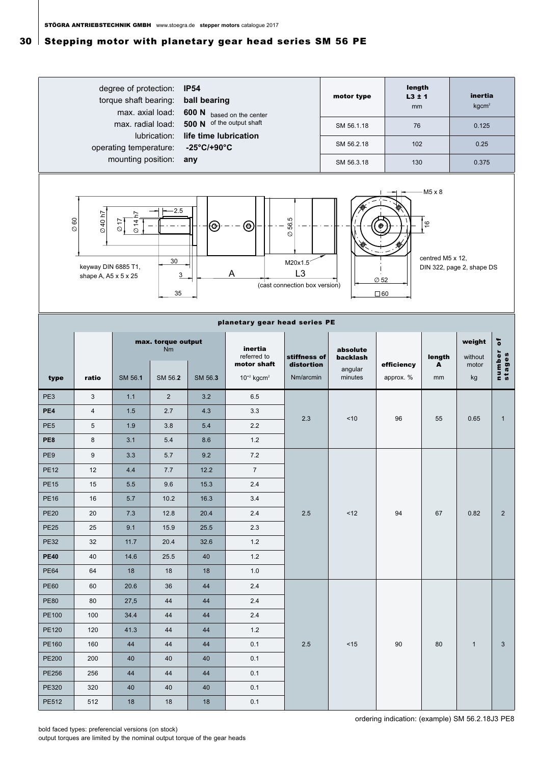# Stepping motor with planetary gear head series SM 56 PE

degree of protection: **IP54**
torque shaft bearing: **ball bearing**
max. axial load: **600 N** based on the center
max. radial load: **500 N** of the output shaft
lubrication: **life time lubrication**
operating temperature: **-25°C/+90°C**
mounting position: **any**

| motor type | length L3 ± 1 mm | inertia kgcm² |
|---|---|---|
| SM 56.1.18 | 76 | 0.125 |
| SM 56.2.18 | 102 | 0.25 |
| SM 56.3.18 | 130 | 0.375 |

Ø 60, Ø 40 h7, Ø 17, Ø 14 h7, 2.5, 30, 3, 35, A, Ø 56.5, M20x1.5, L3 (cast connection box version), keyway DIN 6885 T1, shape A, A5 x 5 x 25, M5 x 8, 16, Ø 52, □60, centred M5 x 12, DIN 322, page 2, shape DS

## planetary gear head series PE

| type | ratio | max. torque output Nm | | | inertia referred to motor shaft | stiffness of distortion | absolute backlash | efficiency | length A | weight without motor | number of stages |
|---|---|---|---|---|---|---|---|---|---|---|---|
| | | SM 56.**1** | SM 56.**2** | SM 56.**3** | $10^{-2}$ kgcm² | Nm/arcmin | angular minutes | approx. % | mm | kg | |
| PE3 | 3 | 1.1 | 2 | 3.2 | 6.5 | 2.3 | <10 | 96 | 55 | 0.65 | 1 |
| **PE4** | 4 | 1.5 | 2.7 | 4.3 | 3.3 | | | | | | |
| PE5 | 5 | 1.9 | 3.8 | 5.4 | 2.2 | | | | | | |
| **PE8** | 8 | 3.1 | 5.4 | 8.6 | 1.2 | | | | | | |
| PE9 | 9 | 3.3 | 5.7 | 9.2 | 7.2 | 2.5 | <12 | 94 | 67 | 0.82 | 2 |
| PE12 | 12 | 4.4 | 7.7 | 12.2 | 7 | | | | | | |
| PE15 | 15 | 5.5 | 9.6 | 15.3 | 2.4 | | | | | | |
| PE16 | 16 | 5.7 | 10.2 | 16.3 | 3.4 | | | | | | |
| PE20 | 20 | 7.3 | 12.8 | 20.4 | 2.4 | | | | | | |
| PE25 | 25 | 9.1 | 15.9 | 25.5 | 2.3 | | | | | | |
| PE32 | 32 | 11.7 | 20.4 | 32.6 | 1.2 | | | | | | |
| **PE40** | 40 | 14.6 | 25.5 | 40 | 1.2 | | | | | | |
| PE64 | 64 | 18 | 18 | 18 | 1.0 | | | | | | |
| PE60 | 60 | 20.6 | 36 | 44 | 2.4 | 2.5 | <15 | 90 | 80 | 1 | 3 |
| PE80 | 80 | 27,5 | 44 | 44 | 2.4 | | | | | | |
| PE100 | 100 | 34.4 | 44 | 44 | 2.4 | | | | | | |
| PE120 | 120 | 41.3 | 44 | 44 | 1.2 | | | | | | |
| PE160 | 160 | 44 | 44 | 44 | 0.1 | | | | | | |
| PE200 | 200 | 40 | 40 | 40 | 0.1 | | | | | | |
| PE256 | 256 | 44 | 44 | 44 | 0.1 | | | | | | |
| PE320 | 320 | 40 | 40 | 40 | 0.1 | | | | | | |
| PE512 | 512 | 18 | 18 | 18 | 0.1 | | | | | | |

ordering indication: (example) SM 56.2.18J3 PE8

bold faced types: preferencial versions (on stock)
output torques are limited by the nominal output torque of the gear heads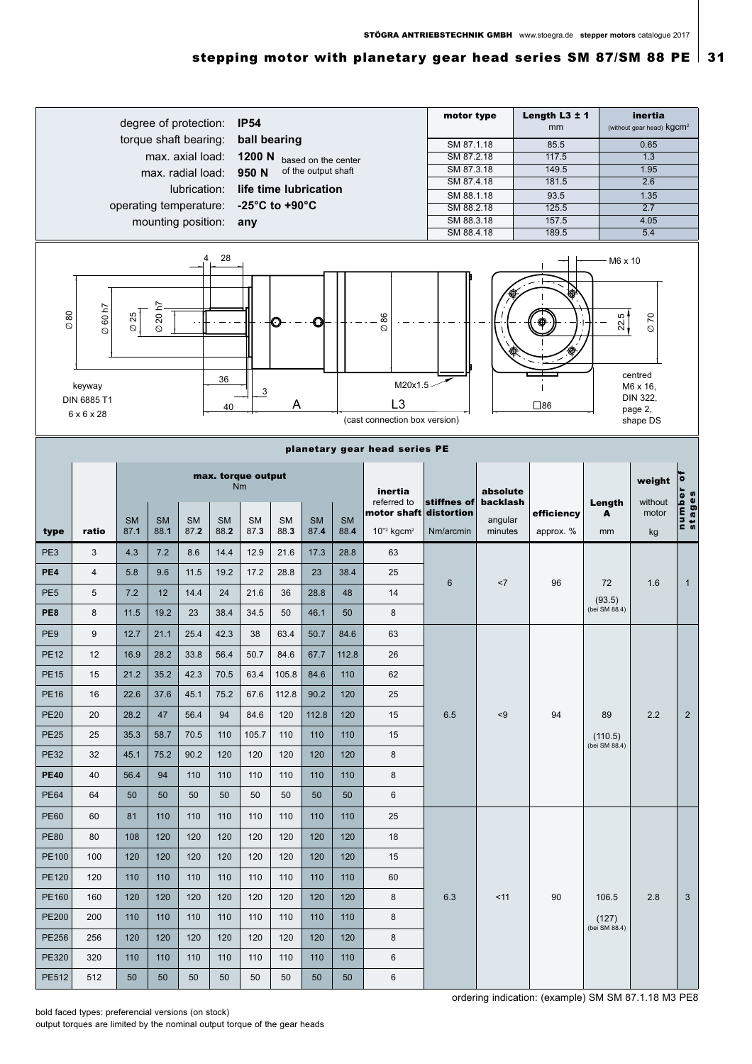## stepping motor with planetary gear head series SM 87/SM 88 PE

degree of protection: **IP54**
torque shaft bearing: **ball bearing**
max. axial load: **1200 N** based on the center
max. radial load: **950 N** of the output shaft
lubrication: **life time lubrication**
operating temperature: **-25°C to +90°C**
mounting position: **any**

| motor type | Length L3 ± 1 mm | inertia (without gear head) kgcm² |
|---|---|---|
| SM 87.1.18 | 85.5 | 0.65 |
| SM 87.2.18 | 117.5 | 1.3 |
| SM 87.3.18 | 149.5 | 1.95 |
| SM 87.4.18 | 181.5 | 2.6 |
| SM 88.1.18 | 93.5 | 1.35 |
| SM 88.2.18 | 125.5 | 2.7 |
| SM 88.3.18 | 157.5 | 4.05 |
| SM 88.4.18 | 189.5 | 5.4 |

Ø 80, Ø 60 h7, Ø 25, Ø 20 h7, 4, 28, 36, 40, 3, A, Ø 86, M20x1.5, L3 (cast connection box version), keyway DIN 6885 T1 6 x 6 x 28, M6 x 10, 22.5, Ø 70, □86, centred M6 x 16, DIN 322, page 2, shape DS

### planetary gear head series PE

| type | ratio | max. torque output Nm SM 87.**1** | SM 88.**1** | SM 87.**2** | SM 88.**2** | SM 87.**3** | SM 88.**3** | SM 87.**4** | SM 88.**4** | inertia referred to motor shaft $10^{-2}$ kgcm² | stiffnes of distortion Nm/arcmin | absolute backlash angular minutes | efficiency approx. % | Length A mm | weight without motor kg | number of stages |
|---|---|---|---|---|---|---|---|---|---|---|---|---|---|---|---|---|
| PE3 | 3 | 4.3 | 7.2 | 8.6 | 14.4 | 12.9 | 21.6 | 17.3 | 28.8 | 63 | 6 | <7 | 96 | 72 (93.5) (bei SM 88.4) | 1.6 | 1 |
| **PE4** | 4 | 5.8 | 9.6 | 11.5 | 19.2 | 17.2 | 28.8 | 23 | 38.4 | 25 | | | | | | |
| PE5 | 5 | 7.2 | 12 | 14.4 | 24 | 21.6 | 36 | 28.8 | 48 | 14 | | | | | | |
| **PE8** | 8 | 11.5 | 19.2 | 23 | 38.4 | 34.5 | 50 | 46.1 | 50 | 8 | | | | | | |
| PE9 | 9 | 12.7 | 21.1 | 25.4 | 42.3 | 38 | 63.4 | 50.7 | 84.6 | 63 | 6.5 | <9 | 94 | 89 (110.5) (bei SM 88.4) | 2.2 | 2 |
| PE12 | 12 | 16.9 | 28.2 | 33.8 | 56.4 | 50.7 | 84.6 | 67.7 | 112.8 | 26 | | | | | | |
| PE15 | 15 | 21.2 | 35.2 | 42.3 | 70.5 | 63.4 | 105.8 | 84.6 | 110 | 62 | | | | | | |
| PE16 | 16 | 22.6 | 37.6 | 45.1 | 75.2 | 67.6 | 112.8 | 90.2 | 120 | 25 | | | | | | |
| PE20 | 20 | 28.2 | 47 | 56.4 | 94 | 84.6 | 120 | 112.8 | 120 | 15 | | | | | | |
| PE25 | 25 | 35.3 | 58.7 | 70.5 | 110 | 105.7 | 110 | 110 | 110 | 15 | | | | | | |
| PE32 | 32 | 45.1 | 75.2 | 90.2 | 120 | 120 | 120 | 120 | 120 | 8 | | | | | | |
| **PE40** | 40 | 56.4 | 94 | 110 | 110 | 110 | 110 | 110 | 110 | 8 | | | | | | |
| PE64 | 64 | 50 | 50 | 50 | 50 | 50 | 50 | 50 | 50 | 6 | | | | | | |
| PE60 | 60 | 81 | 110 | 110 | 110 | 110 | 110 | 110 | 110 | 25 | 6.3 | <11 | 90 | 106.5 (127) (bei SM 88.4) | 2.8 | 3 |
| PE80 | 80 | 108 | 120 | 120 | 120 | 120 | 120 | 120 | 120 | 18 | | | | | | |
| PE100 | 100 | 120 | 120 | 120 | 120 | 120 | 120 | 120 | 120 | 15 | | | | | | |
| PE120 | 120 | 110 | 110 | 110 | 110 | 110 | 110 | 110 | 110 | 60 | | | | | | |
| PE160 | 160 | 120 | 120 | 120 | 120 | 120 | 120 | 120 | 120 | 8 | | | | | | |
| PE200 | 200 | 110 | 110 | 110 | 110 | 110 | 110 | 110 | 110 | 8 | | | | | | |
| PE256 | 256 | 120 | 120 | 120 | 120 | 120 | 120 | 120 | 120 | 8 | | | | | | |
| PE320 | 320 | 110 | 110 | 110 | 110 | 110 | 110 | 110 | 110 | 6 | | | | | | |
| PE512 | 512 | 50 | 50 | 50 | 50 | 50 | 50 | 50 | 50 | 6 | | | | | | |

ordering indication: (example) SM SM 87.1.18 M3 PE8

bold faced types: preferencial versions (on stock)
output torques are limited by the nominal output torque of the gear heads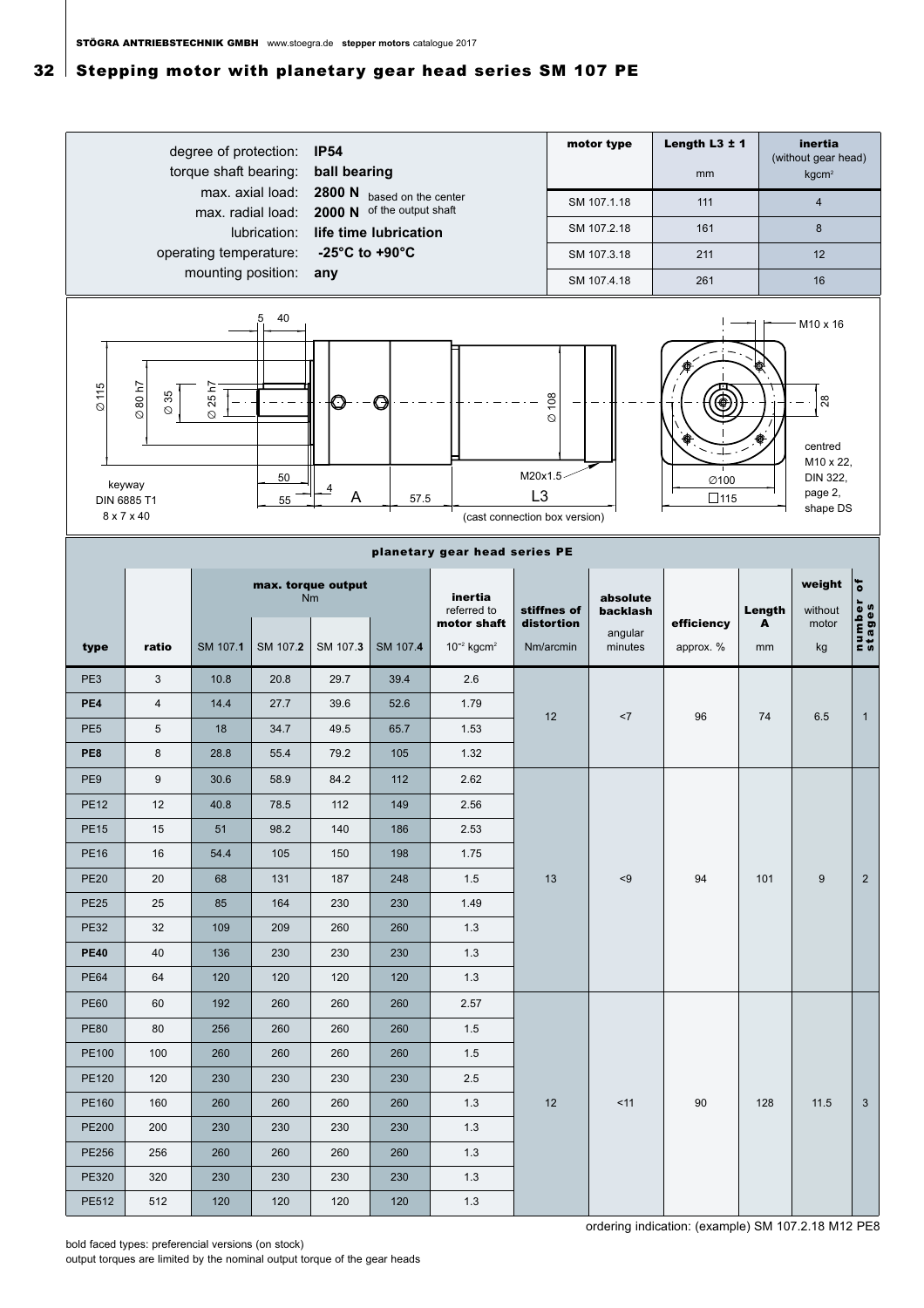## Stepping motor with planetary gear head series SM 107 PE

degree of protection: **IP54**
torque shaft bearing: **ball bearing**
max. axial load: **2800 N** based on the center
max. radial load: **2000 N** of the output shaft
lubrication: **life time lubrication**
operating temperature: **-25°C to +90°C**
mounting position: **any**

| motor type | Length L3 ± 1 | inertia (without gear head) |
|---|---|---|
| | mm | kgcm² |
| SM 107.1.18 | 111 | 4 |
| SM 107.2.18 | 161 | 8 |
| SM 107.3.18 | 211 | 12 |
| SM 107.4.18 | 261 | 16 |

Ø115, Ø80 h7, Ø35, Ø25 h7, 5, 40, 50, 55, 4, A, 57.5, Ø108, M20x1.5, L3, (cast connection box version)

keyway DIN 6885 T1 8 x 7 x 40

M10 x 16, 28, Ø100, □115, centred M10 x 22, DIN 322, page 2, shape DS

### planetary gear head series PE

| type | ratio | max. torque output Nm | | | | inertia referred to motor shaft | stiffnes of distortion | absolute backlash | efficiency | Length A | weight without motor | number of stages |
|---|---|---|---|---|---|---|---|---|---|---|---|---|
| | | SM 107.**1** | SM 107.**2** | SM 107.**3** | SM 107.**4** | $10^{-2}$ kgcm² | Nm/arcmin | angular minutes | approx. % | mm | kg | |
| PE3 | 3 | 10.8 | 20.8 | 29.7 | 39.4 | 2.6 | 12 | <7 | 96 | 74 | 6.5 | 1 |
| **PE4** | 4 | 14.4 | 27.7 | 39.6 | 52.6 | 1.79 | | | | | | |
| PE5 | 5 | 18 | 34.7 | 49.5 | 65.7 | 1.53 | | | | | | |
| **PE8** | 8 | 28.8 | 55.4 | 79.2 | 105 | 1.32 | | | | | | |
| PE9 | 9 | 30.6 | 58.9 | 84.2 | 112 | 2.62 | 13 | <9 | 94 | 101 | 9 | 2 |
| PE12 | 12 | 40.8 | 78.5 | 112 | 149 | 2.56 | | | | | | |
| PE15 | 15 | 51 | 98.2 | 140 | 186 | 2.53 | | | | | | |
| PE16 | 16 | 54.4 | 105 | 150 | 198 | 1.75 | | | | | | |
| PE20 | 20 | 68 | 131 | 187 | 248 | 1.5 | | | | | | |
| PE25 | 25 | 85 | 164 | 230 | 230 | 1.49 | | | | | | |
| PE32 | 32 | 109 | 209 | 260 | 260 | 1.3 | | | | | | |
| **PE40** | 40 | 136 | 230 | 230 | 230 | 1.3 | | | | | | |
| PE64 | 64 | 120 | 120 | 120 | 120 | 1.3 | | | | | | |
| PE60 | 60 | 192 | 260 | 260 | 260 | 2.57 | 12 | <11 | 90 | 128 | 11.5 | 3 |
| PE80 | 80 | 256 | 260 | 260 | 260 | 1.5 | | | | | | |
| PE100 | 100 | 260 | 260 | 260 | 260 | 1.5 | | | | | | |
| PE120 | 120 | 230 | 230 | 230 | 230 | 2.5 | | | | | | |
| PE160 | 160 | 260 | 260 | 260 | 260 | 1.3 | | | | | | |
| PE200 | 200 | 230 | 230 | 230 | 230 | 1.3 | | | | | | |
| PE256 | 256 | 260 | 260 | 260 | 260 | 1.3 | | | | | | |
| PE320 | 320 | 230 | 230 | 230 | 230 | 1.3 | | | | | | |
| PE512 | 512 | 120 | 120 | 120 | 120 | 1.3 | | | | | | |

ordering indication: (example) SM 107.2.18 M12 PE8

bold faced types: preferencial versions (on stock)
output torques are limited by the nominal output torque of the gear heads